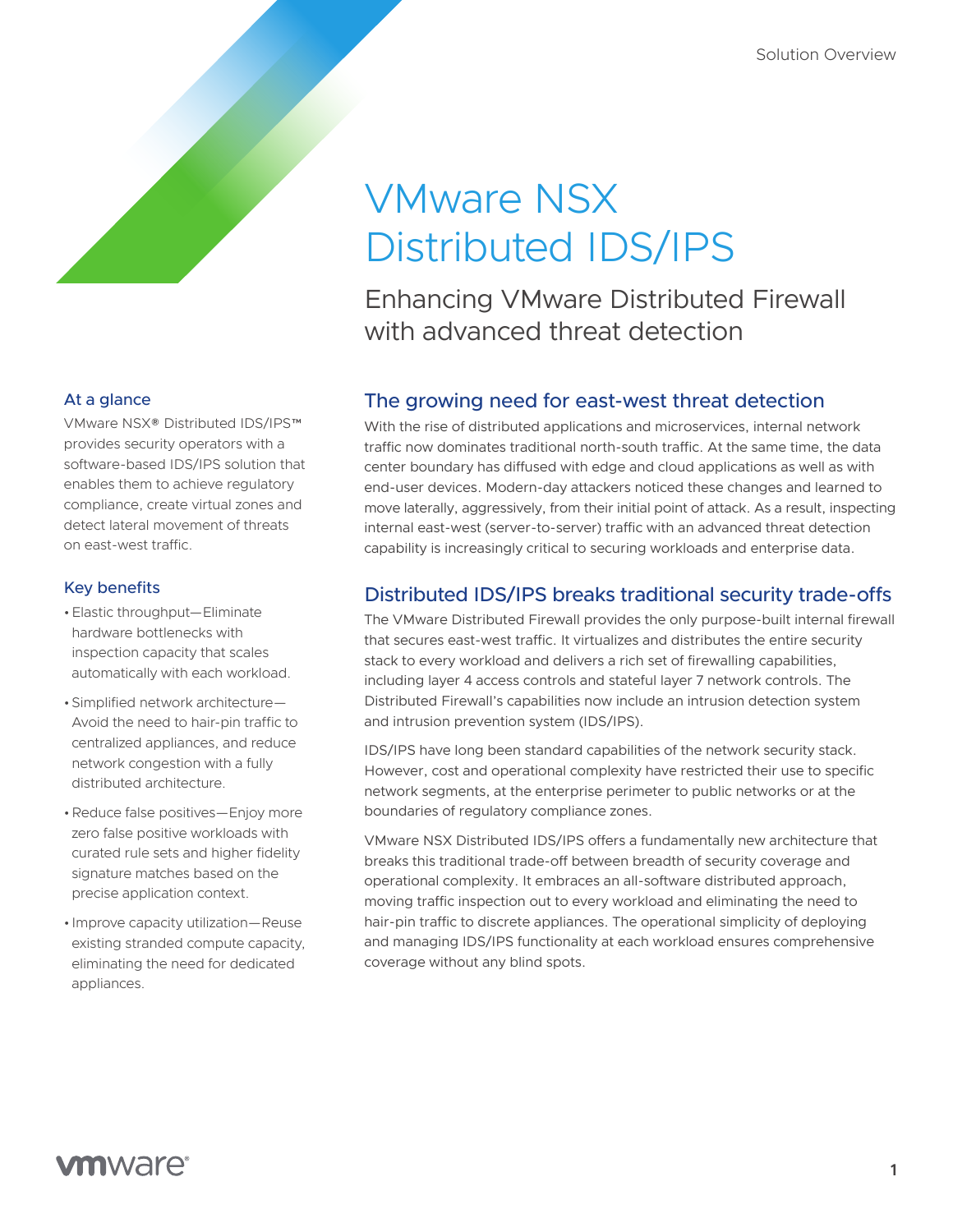Solution Overview

# VMware NSX Distributed IDS/IPS

## Enhancing VMware Distributed Firewall with advanced threat detection

### At a glance

VMware NSX® Distributed IDS/IPS™ provides security operators with a software-based IDS/IPS solution that enables them to achieve regulatory compliance, create virtual zones and detect lateral movement of threats on east-west traffic.

### Key benefits

- Elastic throughput—Eliminate hardware bottlenecks with inspection capacity that scales automatically with each workload.
- Simplified network architecture—Avoid the need to hair-pin traffic to centralized appliances, and reduce network congestion with a fully distributed architecture.
- Reduce false positives—Enjoy more zero false positive workloads with curated rule sets and higher fidelity signature matches based on the precise application context.
- Improve capacity utilization—Reuse existing stranded compute capacity, eliminating the need for dedicated appliances.

## The growing need for east-west threat detection

With the rise of distributed applications and microservices, internal network traffic now dominates traditional north-south traffic. At the same time, the data center boundary has diffused with edge and cloud applications as well as with end-user devices. Modern-day attackers noticed these changes and learned to move laterally, aggressively, from their initial point of attack. As a result, inspecting internal east-west (server-to-server) traffic with an advanced threat detection capability is increasingly critical to securing workloads and enterprise data.

## Distributed IDS/IPS breaks traditional security trade-offs

The VMware Distributed Firewall provides the only purpose-built internal firewall that secures east-west traffic. It virtualizes and distributes the entire security stack to every workload and delivers a rich set of firewalling capabilities, including layer 4 access controls and stateful layer 7 network controls. The Distributed Firewall's capabilities now include an intrusion detection system and intrusion prevention system (IDS/IPS).

IDS/IPS have long been standard capabilities of the network security stack. However, cost and operational complexity have restricted their use to specific network segments, at the enterprise perimeter to public networks or at the boundaries of regulatory compliance zones.

VMware NSX Distributed IDS/IPS offers a fundamentally new architecture that breaks this traditional trade-off between breadth of security coverage and operational complexity. It embraces an all-software distributed approach, moving traffic inspection out to every workload and eliminating the need to hair-pin traffic to discrete appliances. The operational simplicity of deploying and managing IDS/IPS functionality at each workload ensures comprehensive coverage without any blind spots.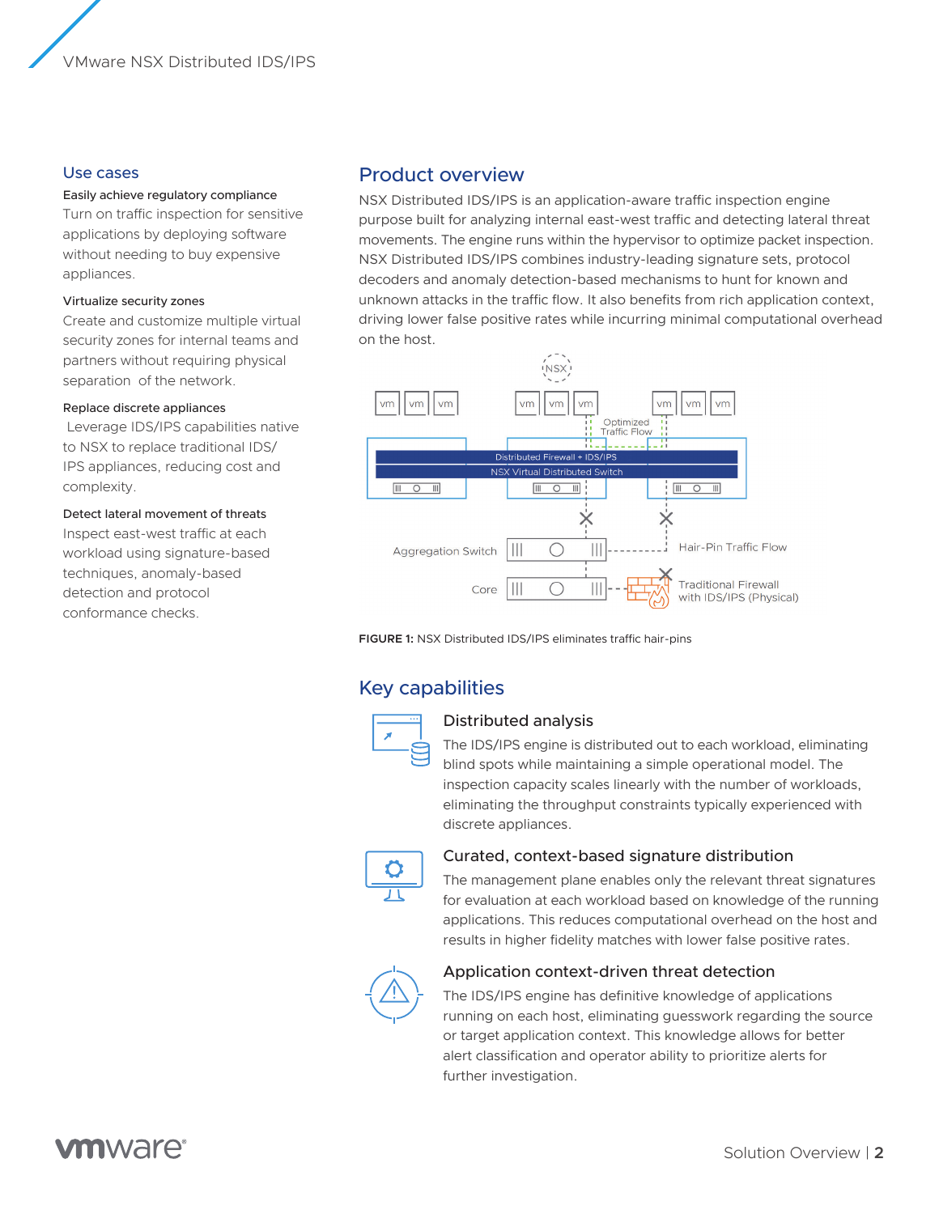## Use cases

**Easily achieve regulatory compliance**

Turn on traffic inspection for sensitive applications by deploying software without needing to buy expensive appliances.

**Virtualize security zones**

Create and customize multiple virtual security zones for internal teams and partners without requiring physical separation of the network.

**Replace discrete appliances**

Leverage IDS/IPS capabilities native to NSX to replace traditional IDS/IPS appliances, reducing cost and complexity.

**Detect lateral movement of threats**

Inspect east-west traffic at each workload using signature-based techniques, anomaly-based detection and protocol conformance checks.

## Product overview

NSX Distributed IDS/IPS is an application-aware traffic inspection engine purpose built for analyzing internal east-west traffic and detecting lateral threat movements. The engine runs within the hypervisor to optimize packet inspection. NSX Distributed IDS/IPS combines industry-leading signature sets, protocol decoders and anomaly detection-based mechanisms to hunt for known and unknown attacks in the traffic flow. It also benefits from rich application context, driving lower false positive rates while incurring minimal computational overhead on the host.

**FIGURE 1:** NSX Distributed IDS/IPS eliminates traffic hair-pins

## Key capabilities

### Distributed analysis

The IDS/IPS engine is distributed out to each workload, eliminating blind spots while maintaining a simple operational model. The inspection capacity scales linearly with the number of workloads, eliminating the throughput constraints typically experienced with discrete appliances.

### Curated, context-based signature distribution

The management plane enables only the relevant threat signatures for evaluation at each workload based on knowledge of the running applications. This reduces computational overhead on the host and results in higher fidelity matches with lower false positive rates.

### Application context-driven threat detection

The IDS/IPS engine has definitive knowledge of applications running on each host, eliminating guesswork regarding the source or target application context. This knowledge allows for better alert classification and operator ability to prioritize alerts for further investigation.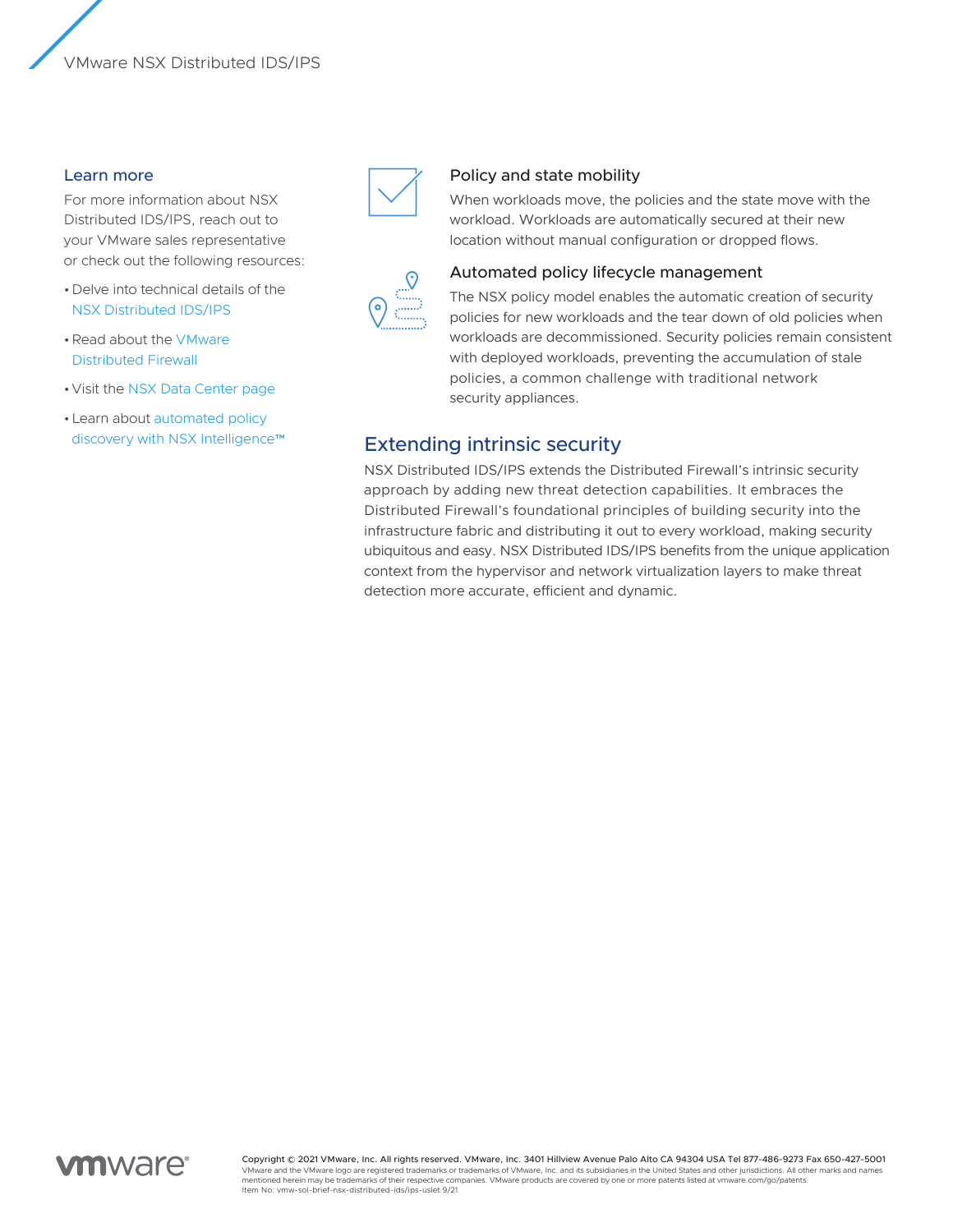## Learn more

For more information about NSX Distributed IDS/IPS, reach out to your VMware sales representative or check out the following resources:

- Delve into technical details of the NSX Distributed IDS/IPS
- Read about the VMware Distributed Firewall
- Visit the NSX Data Center page
- Learn about automated policy discovery with NSX Intelligence™

### Policy and state mobility

When workloads move, the policies and the state move with the workload. Workloads are automatically secured at their new location without manual configuration or dropped flows.

### Automated policy lifecycle management

The NSX policy model enables the automatic creation of security policies for new workloads and the tear down of old policies when workloads are decommissioned. Security policies remain consistent with deployed workloads, preventing the accumulation of stale policies, a common challenge with traditional network security appliances.

## Extending intrinsic security

NSX Distributed IDS/IPS extends the Distributed Firewall's intrinsic security approach by adding new threat detection capabilities. It embraces the Distributed Firewall's foundational principles of building security into the infrastructure fabric and distributing it out to every workload, making security ubiquitous and easy. NSX Distributed IDS/IPS benefits from the unique application context from the hypervisor and network virtualization layers to make threat detection more accurate, efficient and dynamic.

Copyright © 2021 VMware, Inc. All rights reserved. VMware, Inc. 3401 Hillview Avenue Palo Alto CA 94304 USA Tel 877-486-9273 Fax 650-427-5001 VMware and the VMware logo are registered trademarks or trademarks of VMware, Inc. and its subsidiaries in the United States and other jurisdictions. All other marks and names mentioned herein may be trademarks of their respective companies. VMware products are covered by one or more patents listed at vmware.com/go/patents. Item No: vmw-sol-brief-nsx-distributed-ids/ips-uslet 9/21